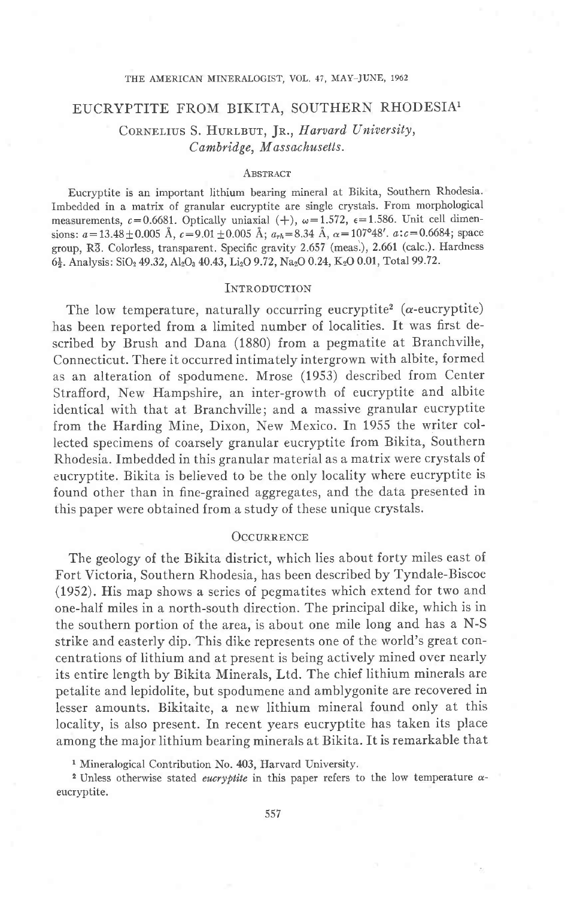# EUCRYPTITE FROM BIKITA, SOUTHERN RHODESIA[1]

Cornelius S. Hurlbut, Jr., *Harvard University, Cambridge, Massachusetts.*

## Abstract

Eucryptite is an important lithium bearing mineral at Bikita, Southern Rhodesia. Imbedded in a matrix of granular eucryptite are single crystals. From morphological measurements, $c = 0.6681$. Optically uniaxial (+), $\omega = 1.572$, $\epsilon = 1.586$. Unit cell dimensions: $a = 13.48 \pm 0.005$ Å, $c = 9.01 \pm 0.005$ Å; $a_{rh} = 8.34$ Å, $\alpha = 107°48'$. $a:c = 0.6684$; space group, $R\bar{3}$. Colorless, transparent. Specific gravity 2.657 (meas.), 2.661 (calc.). Hardness $6\frac{1}{2}$. Analysis: $SiO_2$ 49.32, $Al_2O_3$ 40.43, $Li_2O$ 9.72, $Na_2O$ 0.24, $K_2O$ 0.01, Total 99.72.

## Introduction

The low temperature, naturally occurring eucryptite[2] ($\alpha$-eucryptite) has been reported from a limited number of localities. It was first described by Brush and Dana (1880) from a pegmatite at Branchville, Connecticut. There it occurred intimately intergrown with albite, formed as an alteration of spodumene. Mrose (1953) described from Center Strafford, New Hampshire, an inter-growth of eucryptite and albite identical with that at Branchville; and a massive granular eucryptite from the Harding Mine, Dixon, New Mexico. In 1955 the writer collected specimens of coarsely granular eucryptite from Bikita, Southern Rhodesia. Imbedded in this granular material as a matrix were crystals of eucryptite. Bikita is believed to be the only locality where eucryptite is found other than in fine-grained aggregates, and the data presented in this paper were obtained from a study of these unique crystals.

## Occurrence

The geology of the Bikita district, which lies about forty miles east of Fort Victoria, Southern Rhodesia, has been described by Tyndale-Biscoe (1952). His map shows a series of pegmatites which extend for two and one-half miles in a north-south direction. The principal dike, which is in the southern portion of the area, is about one mile long and has a N-S strike and easterly dip. This dike represents one of the world's great concentrations of lithium and at present is being actively mined over nearly its entire length by Bikita Minerals, Ltd. The chief lithium minerals are petalite and lepidolite, but spodumene and amblygonite are recovered in lesser amounts. Bikitaite, a new lithium mineral found only at this locality, is also present. In recent years eucryptite has taken its place among the major lithium bearing minerals at Bikita. It is remarkable that

[1] Mineralogical Contribution No. 403, Harvard University.

[2] Unless otherwise stated *eucryptite* in this paper refers to the low temperature $\alpha$-eucryptite.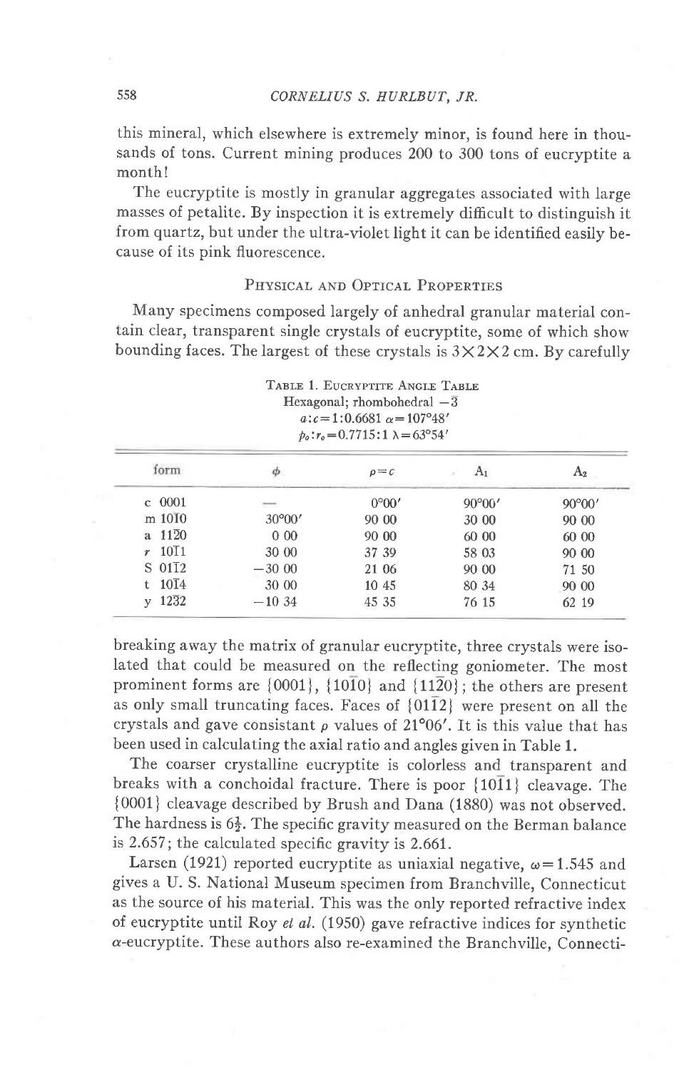this mineral, which elsewhere is extremely minor, is found here in thousands of tons. Current mining produces 200 to 300 tons of eucryptite a month!

The eucryptite is mostly in granular aggregates associated with large masses of petalite. By inspection it is extremely difficult to distinguish it from quartz, but under the ultra-violet light it can be identified easily because of its pink fluorescence.

## Physical and Optical Properties

Many specimens composed largely of anhedral granular material contain clear, transparent single crystals of eucryptite, some of which show bounding faces. The largest of these crystals is 3×2×2 cm. By carefully breaking away the matrix of granular eucryptite, three crystals were isolated that could be measured on the reflecting goniometer. The most prominent forms are {0001}, {10$\bar{1}$0} and {11$\bar{2}$0}; the others are present as only small truncating faces. Faces of {01$\bar{1}$2} were present on all the crystals and gave consistant $\rho$ values of 21°06′. It is this value that has been used in calculating the axial ratio and angles given in Table 1.

Table 1. Eucryptite Angle Table
Hexagonal; rhombohedral $-\bar{3}$
$a:c = 1:0.6681$ $\alpha = 107°48'$
$p_0:r_0 = 0.7715:1$ $\lambda = 63°54'$

| form | $\phi$ | $\rho = c$ | $A_1$ | $A_2$ |
|---|---|---|---|---|
| c 0001 | — | 0°00′ | 90°00′ | 90°00′ |
| m 10$\bar{1}$0 | 30°00′ | 90 00 | 30 00 | 90 00 |
| a 11$\bar{2}$0 | 0 00 | 90 00 | 60 00 | 60 00 |
| r 10$\bar{1}$1 | 30 00 | 37 39 | 58 03 | 90 00 |
| S 01$\bar{1}$2 | −30 00 | 21 06 | 90 00 | 71 50 |
| t 10$\bar{1}$4 | 30 00 | 10 45 | 80 34 | 90 00 |
| y 12$\bar{3}$2 | −10 34 | 45 35 | 76 15 | 62 19 |

The coarser crystalline eucryptite is colorless and transparent and breaks with a conchoidal fracture. There is poor {10$\bar{1}$1} cleavage. The {0001} cleavage described by Brush and Dana (1880) was not observed. The hardness is 6½. The specific gravity measured on the Berman balance is 2.657; the calculated specific gravity is 2.661.

Larsen (1921) reported eucryptite as uniaxial negative, $\omega = 1.545$ and gives a U. S. National Museum specimen from Branchville, Connecticut as the source of his material. This was the only reported refractive index of eucryptite until Roy *et al.* (1950) gave refractive indices for synthetic $\alpha$-eucryptite. These authors also re-examined the Branchville, Connecti-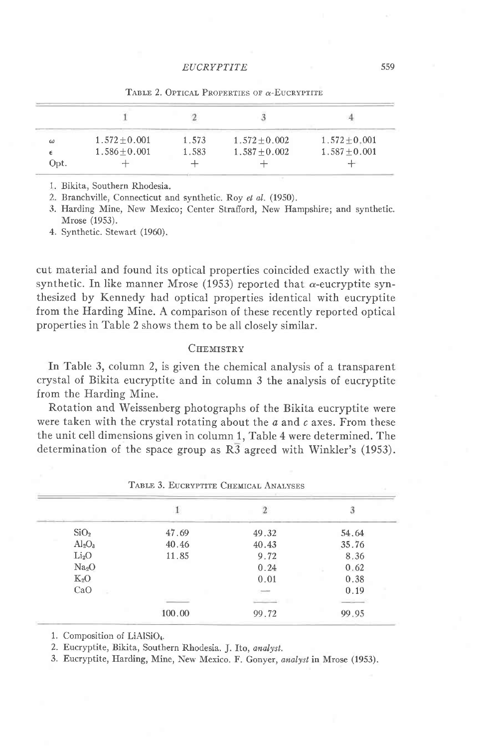TABLE 2. OPTICAL PROPERTIES OF α-EUCRYPTITE

| | 1 | 2 | 3 | 4 |
|---|---|---|---|---|
| ω | 1.572±0.001 | 1.573 | 1.572±0.002 | 1.572±0.001 |
| ε | 1.586±0.001 | 1.583 | 1.587±0.002 | 1.587±0.001 |
| Opt. | + | + | + | + |

1. Bikita, Southern Rhodesia.
2. Branchville, Connecticut and synthetic. Roy *et al.* (1950).
3. Harding Mine, New Mexico; Center Strafford, New Hampshire; and synthetic. Mrose (1953).
4. Synthetic. Stewart (1960).

cut material and found its optical properties coincided exactly with the synthetic. In like manner Mrose (1953) reported that α-eucryptite synthesized by Kennedy had optical properties identical with eucryptite from the Harding Mine. A comparison of these recently reported optical properties in Table 2 shows them to be all closely similar.

## CHEMISTRY

In Table 3, column 2, is given the chemical analysis of a transparent crystal of Bikita eucryptite and in column 3 the analysis of eucryptite from the Harding Mine.

Rotation and Weissenberg photographs of the Bikita eucryptite were were taken with the crystal rotating about the *a* and *c* axes. From these the unit cell dimensions given in column 1, Table 4 were determined. The determination of the space group as $R\bar{3}$ agreed with Winkler's (1953).

TABLE 3. EUCRYPTITE CHEMICAL ANALYSES

| | 1 | 2 | 3 |
|---|---|---|---|
| $SiO_2$ | 47.69 | 49.32 | 54.64 |
| $Al_2O_3$ | 40.46 | 40.43 | 35.76 |
| $Li_2O$ | 11.85 | 9.72 | 8.36 |
| $Na_2O$ | | 0.24 | 0.62 |
| $K_2O$ | | 0.01 | 0.38 |
| CaO | | — | 0.19 |
| | 100.00 | 99.72 | 99.95 |

1. Composition of $LiAlSiO_4$.
2. Eucryptite, Bikita, Southern Rhodesia. J. Ito, *analyst.*
3. Eucryptite, Harding, Mine, New Mexico. F. Gonyer, *analyst* in Mrose (1953).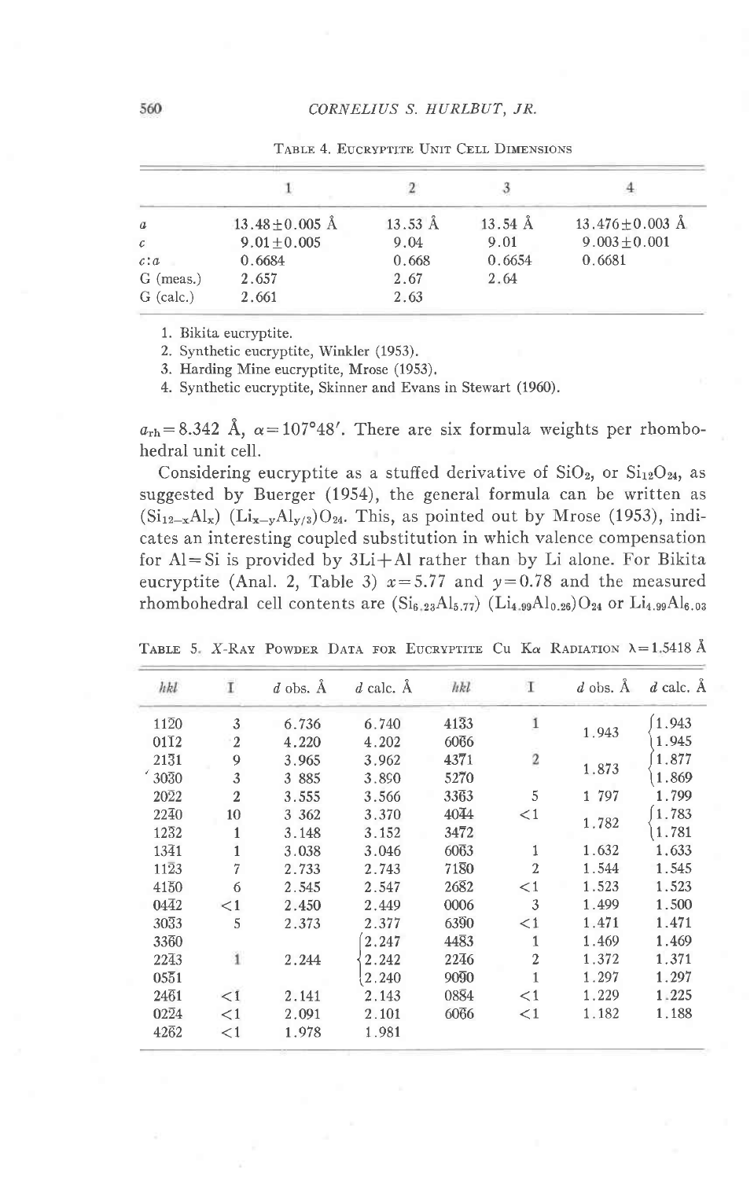TABLE 4. EUCRYPTITE UNIT CELL DIMENSIONS

| | 1 | 2 | 3 | 4 |
|---|---|---|---|---|
| $a$ | 13.48±0.005 Å | 13.53 Å | 13.54 Å | 13.476±0.003 Å |
| $c$ | 9.01±0.005 | 9.04 | 9.01 | 9.003±0.001 |
| $c:a$ | 0.6684 | 0.668 | 0.6654 | 0.6681 |
| G (meas.) | 2.657 | 2.67 | 2.64 | |
| G (calc.) | 2.661 | 2.63 | | |

1. Bikita eucryptite.
2. Synthetic eucryptite, Winkler (1953).
3. Harding Mine eucryptite, Mrose (1953).
4. Synthetic eucryptite, Skinner and Evans in Stewart (1960).

$a_{rh} = 8.342$ Å, $\alpha = 107°48'$. There are six formula weights per rhombohedral unit cell.

Considering eucryptite as a stuffed derivative of $SiO_2$, or $Si_{12}O_{24}$, as suggested by Buerger (1954), the general formula can be written as $(Si_{12-x}Al_x)(Li_{x-y}Al_{y/3})O_{24}$. This, as pointed out by Mrose (1953), indicates an interesting coupled substitution in which valence compensation for Al=Si is provided by 3Li+Al rather than by Li alone. For Bikita eucryptite (Anal. 2, Table 3) $x = 5.77$ and $y = 0.78$ and the measured rhombohedral cell contents are $(Si_{6.23}Al_{5.77})(Li_{4.99}Al_{0.26})O_{24}$ or $Li_{4.99}Al_{6.03}$

TABLE 5. X-RAY POWDER DATA FOR EUCRYPTITE Cu Kα RADIATION λ=1.5418 Å

| $hkl$ | I | $d$ obs. Å | $d$ calc. Å | $hkl$ | I | $d$ obs. Å | $d$ calc. Å |
|---|---|---|---|---|---|---|---|
| $11\bar{2}0$ | 3 | 6.736 | 6.740 | $41\bar{3}3$ | 1 | 1.943 | 1.943 |
| $01\bar{1}2$ | 2 | 4.220 | 4.202 | $60\bar{6}6$ | | | 1.945 |
| $21\bar{3}1$ | 9 | 3.965 | 3.962 | $43\bar{7}1$ | 2 | 1.873 | 1.877 |
| $30\bar{3}0$ | 3 | 3.885 | 3.890 | $52\bar{7}0$ | | | 1.869 |
| $20\bar{2}2$ | 2 | 3.555 | 3.566 | $33\bar{6}3$ | 5 | 1.797 | 1.799 |
| $22\bar{4}0$ | 10 | 3.362 | 3.370 | $40\bar{4}4$ | <1 | 1.782 | 1.783 |
| $12\bar{3}2$ | 1 | 3.148 | 3.152 | $34\bar{7}2$ | | | 1.781 |
| $13\bar{4}1$ | 1 | 3.038 | 3.046 | $60\bar{6}3$ | 1 | 1.632 | 1.633 |
| $11\bar{2}3$ | 7 | 2.733 | 2.743 | $71\bar{8}0$ | 2 | 1.544 | 1.545 |
| $41\bar{5}0$ | 6 | 2.545 | 2.547 | $26\bar{8}2$ | <1 | 1.523 | 1.523 |
| $04\bar{4}2$ | <1 | 2.450 | 2.449 | $0006$ | 3 | 1.499 | 1.500 |
| $30\bar{3}3$ | 5 | 2.373 | 2.377 | $63\bar{9}0$ | <1 | 1.471 | 1.471 |
| $33\bar{6}0$ | | | 2.247 | $44\bar{8}3$ | 1 | 1.469 | 1.469 |
| $22\bar{4}3$ | 1 | 2.244 | 2.242 | $22\bar{4}6$ | 2 | 1.372 | 1.371 |
| $05\bar{5}1$ | | | 2.240 | $90\bar{9}0$ | 1 | 1.297 | 1.297 |
| $24\bar{6}1$ | <1 | 2.141 | 2.143 | $08\bar{8}4$ | <1 | 1.229 | 1.225 |
| $02\bar{2}4$ | <1 | 2.091 | 2.101 | $60\bar{6}6$ | <1 | 1.182 | 1.188 |
| $42\bar{6}2$ | <1 | 1.978 | 1.981 | | | | |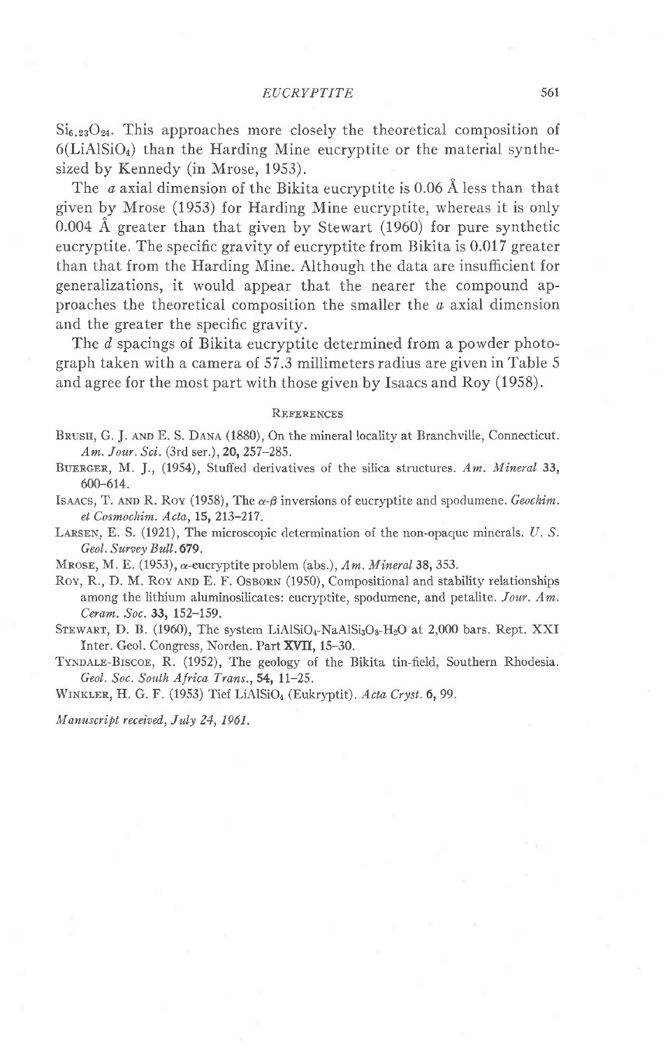$Si_{6.23}O_{24}$. This approaches more closely the theoretical composition of $6(LiAlSiO_4)$ than the Harding Mine eucryptite or the material synthesized by Kennedy (in Mrose, 1953).

The *a* axial dimension of the Bikita eucryptite is 0.06 Å less than that given by Mrose (1953) for Harding Mine eucryptite, whereas it is only 0.004 Å greater than that given by Stewart (1960) for pure synthetic eucryptite. The specific gravity of eucryptite from Bikita is 0.017 greater than that from the Harding Mine. Although the data are insufficient for generalizations, it would appear that the nearer the compound approaches the theoretical composition the smaller the *a* axial dimension and the greater the specific gravity.

The *d* spacings of Bikita eucryptite determined from a powder photograph taken with a camera of 57.3 millimeters radius are given in Table 5 and agree for the most part with those given by Isaacs and Roy (1958).

## References

Brush, G. J. and E. S. Dana (1880), On the mineral locality at Branchville, Connecticut. *Am. Jour. Sci.* (3rd ser.), **20,** 257–285.

Buerger, M. J., (1954), Stuffed derivatives of the silica structures. *Am. Mineral* **33,** 600–614.

Isaacs, T. and R. Roy (1958), The $\alpha$-$\beta$ inversions of eucryptite and spodumene. *Geochim. et Cosmochim. Acta,* **15,** 213–217.

Larsen, E. S. (1921), The microscopic determination of the non-opaque minerals. *U. S. Geol. Survey Bull.* **679.**

Mrose, M. E. (1953), $\alpha$-eucryptite problem (abs.), *Am. Mineral* **38,** 353.

Roy, R., D. M. Roy and E. F. Osborn (1950), Compositional and stability relationships among the lithium aluminosilicates: eucryptite, spodumene, and petalite. *Jour. Am. Ceram. Soc.* **33,** 152–159.

Stewart, D. B. (1960), The system $LiAlSiO_4$-$NaAlSi_3O_8$-$H_2O$ at 2,000 bars. Rept. XXI Inter. Geol. Congress, Norden. Part **XVII,** 15–30.

Tyndale-Biscoe, R. (1952), The geology of the Bikita tin-field, Southern Rhodesia. *Geol. Soc. South Africa Trans.,* **54,** 11–25.

Winkler, H. G. F. (1953) Tief $LiAlSiO_4$ (Eukryptit). *Acta Cryst.* **6,** 99.

*Manuscript received, July 24, 1961.*